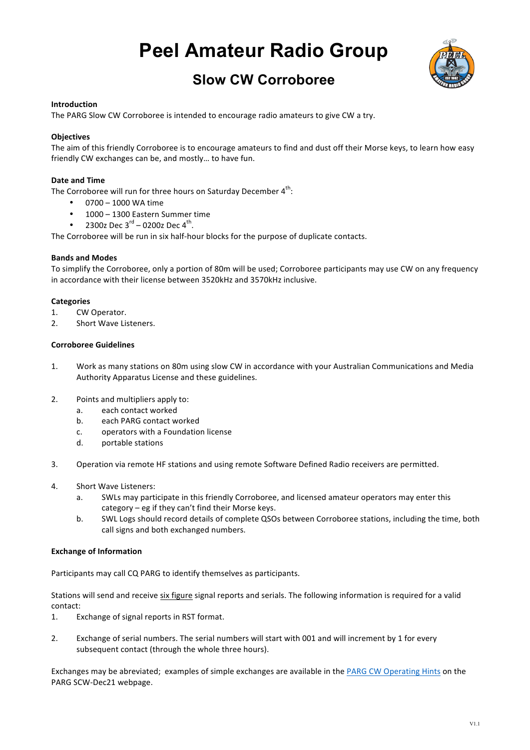# Peel Amateur Radio Group

## Slow CW Corroboree

**Introduction**

The PARG Slow CW Corroboree is intended to encourage radio amateurs to give CW a try.

**Objectives**

The aim of this friendly Corroboree is to encourage amateurs to find and dust off their Morse keys, to learn how easy friendly CW exchanges can be, and mostly… to have fun.

**Date and Time**

The Corroboree will run for three hours on Saturday December 4th:

- 0700 – 1000 WA time
- 1000 – 1300 Eastern Summer time
- 2300z Dec 3rd – 0200z Dec 4th.

The Corroboree will be run in six half-hour blocks for the purpose of duplicate contacts.

**Bands and Modes**

To simplify the Corroboree, only a portion of 80m will be used; Corroboree participants may use CW on any frequency in accordance with their license between 3520kHz and 3570kHz inclusive.

**Categories**

1. CW Operator.
2. Short Wave Listeners.

**Corroboree Guidelines**

1. Work as many stations on 80m using slow CW in accordance with your Australian Communications and Media Authority Apparatus License and these guidelines.

2. Points and multipliers apply to:
   a. each contact worked
   b. each PARG contact worked
   c. operators with a Foundation license
   d. portable stations

3. Operation via remote HF stations and using remote Software Defined Radio receivers are permitted.

4. Short Wave Listeners:
   a. SWLs may participate in this friendly Corroboree, and licensed amateur operators may enter this category – eg if they can't find their Morse keys.
   b. SWL Logs should record details of complete QSOs between Corroboree stations, including the time, both call signs and both exchanged numbers.

**Exchange of Information**

Participants may call CQ PARG to identify themselves as participants.

Stations will send and receive six figure signal reports and serials. The following information is required for a valid contact:

1. Exchange of signal reports in RST format.

2. Exchange of serial numbers. The serial numbers will start with 001 and will increment by 1 for every subsequent contact (through the whole three hours).

Exchanges may be abreviated; examples of simple exchanges are available in the PARG CW Operating Hints on the PARG SCW-Dec21 webpage.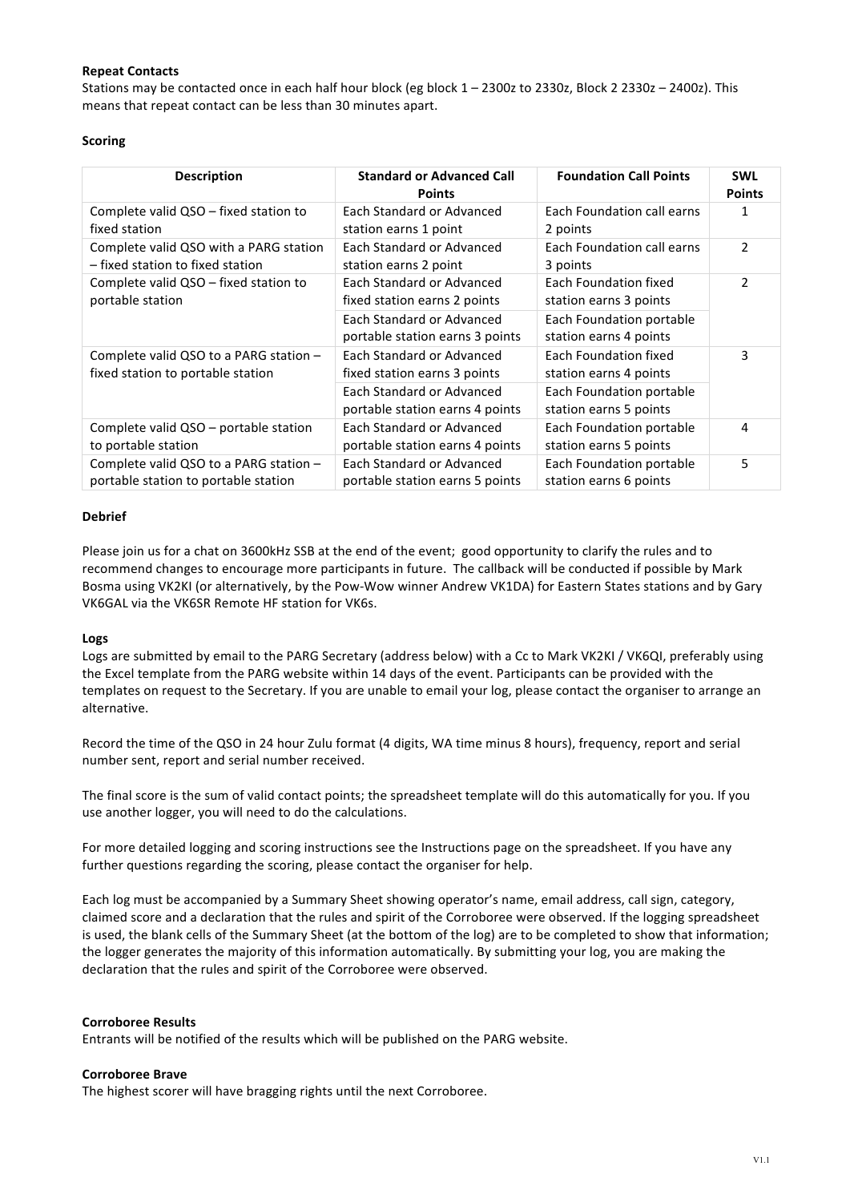**Repeat Contacts**

Stations may be contacted once in each half hour block (eg block 1 – 2300z to 2330z, Block 2 2330z – 2400z). This means that repeat contact can be less than 30 minutes apart.

**Scoring**

| Description | Standard or Advanced Call Points | Foundation Call Points | SWL Points |
|---|---|---|---|
| Complete valid QSO – fixed station to fixed station | Each Standard or Advanced station earns 1 point | Each Foundation call earns 2 points | 1 |
| Complete valid QSO with a PARG station – fixed station to fixed station | Each Standard or Advanced station earns 2 point | Each Foundation call earns 3 points | 2 |
| Complete valid QSO – fixed station to portable station | Each Standard or Advanced fixed station earns 2 points | Each Foundation fixed station earns 3 points | 2 |
| | Each Standard or Advanced portable station earns 3 points | Each Foundation portable station earns 4 points | |
| Complete valid QSO to a PARG station – fixed station to portable station | Each Standard or Advanced fixed station earns 3 points | Each Foundation fixed station earns 4 points | 3 |
| | Each Standard or Advanced portable station earns 4 points | Each Foundation portable station earns 5 points | |
| Complete valid QSO – portable station to portable station | Each Standard or Advanced portable station earns 4 points | Each Foundation portable station earns 5 points | 4 |
| Complete valid QSO to a PARG station – portable station to portable station | Each Standard or Advanced portable station earns 5 points | Each Foundation portable station earns 6 points | 5 |

**Debrief**

Please join us for a chat on 3600kHz SSB at the end of the event; good opportunity to clarify the rules and to recommend changes to encourage more participants in future. The callback will be conducted if possible by Mark Bosma using VK2KI (or alternatively, by the Pow-Wow winner Andrew VK1DA) for Eastern States stations and by Gary VK6GAL via the VK6SR Remote HF station for VK6s.

**Logs**

Logs are submitted by email to the PARG Secretary (address below) with a Cc to Mark VK2KI / VK6QI, preferably using the Excel template from the PARG website within 14 days of the event. Participants can be provided with the templates on request to the Secretary. If you are unable to email your log, please contact the organiser to arrange an alternative.

Record the time of the QSO in 24 hour Zulu format (4 digits, WA time minus 8 hours), frequency, report and serial number sent, report and serial number received.

The final score is the sum of valid contact points; the spreadsheet template will do this automatically for you. If you use another logger, you will need to do the calculations.

For more detailed logging and scoring instructions see the Instructions page on the spreadsheet. If you have any further questions regarding the scoring, please contact the organiser for help.

Each log must be accompanied by a Summary Sheet showing operator's name, email address, call sign, category, claimed score and a declaration that the rules and spirit of the Corroboree were observed. If the logging spreadsheet is used, the blank cells of the Summary Sheet (at the bottom of the log) are to be completed to show that information; the logger generates the majority of this information automatically. By submitting your log, you are making the declaration that the rules and spirit of the Corroboree were observed.

**Corroboree Results**

Entrants will be notified of the results which will be published on the PARG website.

**Corroboree Brave**

The highest scorer will have bragging rights until the next Corroboree.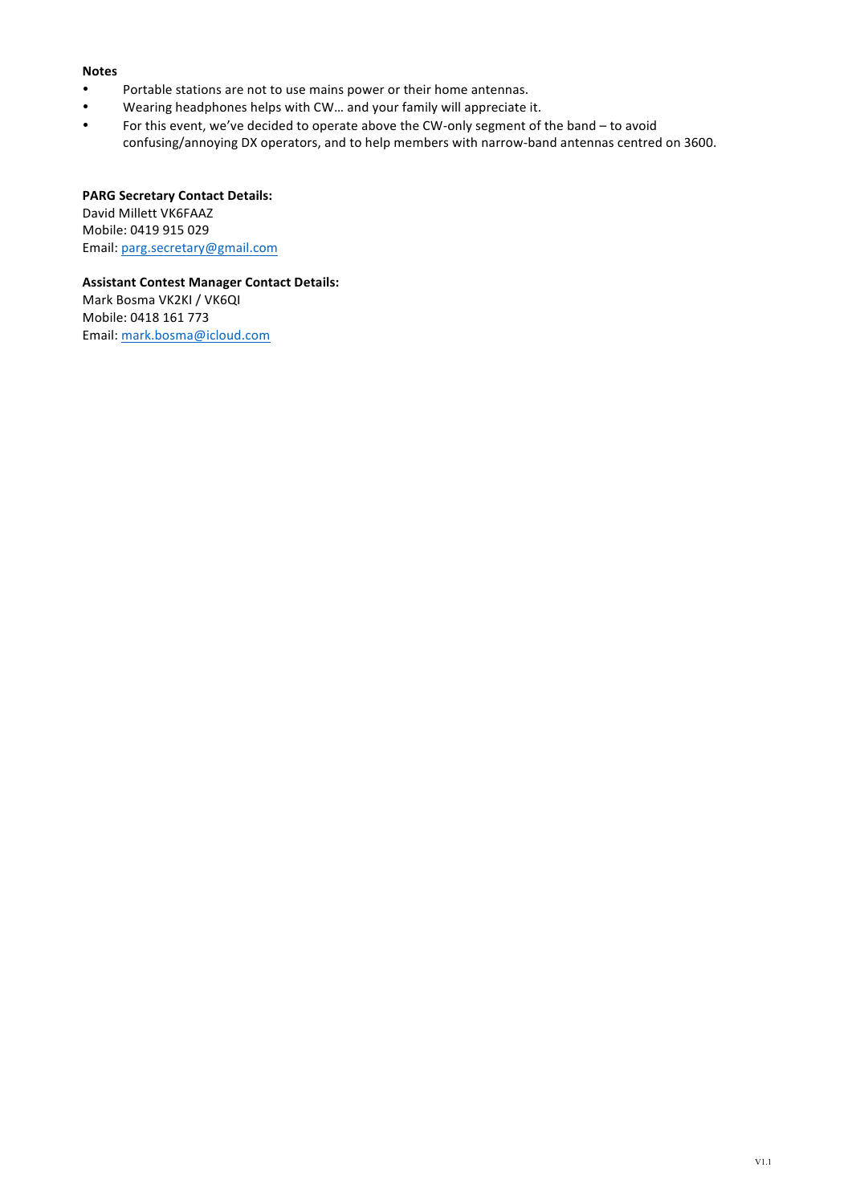**Notes**

- Portable stations are not to use mains power or their home antennas.
- Wearing headphones helps with CW… and your family will appreciate it.
- For this event, we've decided to operate above the CW-only segment of the band – to avoid confusing/annoying DX operators, and to help members with narrow-band antennas centred on 3600.

**PARG Secretary Contact Details:**
David Millett VK6FAAZ
Mobile: 0419 915 029
Email: parg.secretary@gmail.com

**Assistant Contest Manager Contact Details:**
Mark Bosma VK2KI / VK6QI
Mobile: 0418 161 773
Email: mark.bosma@icloud.com

V1.1